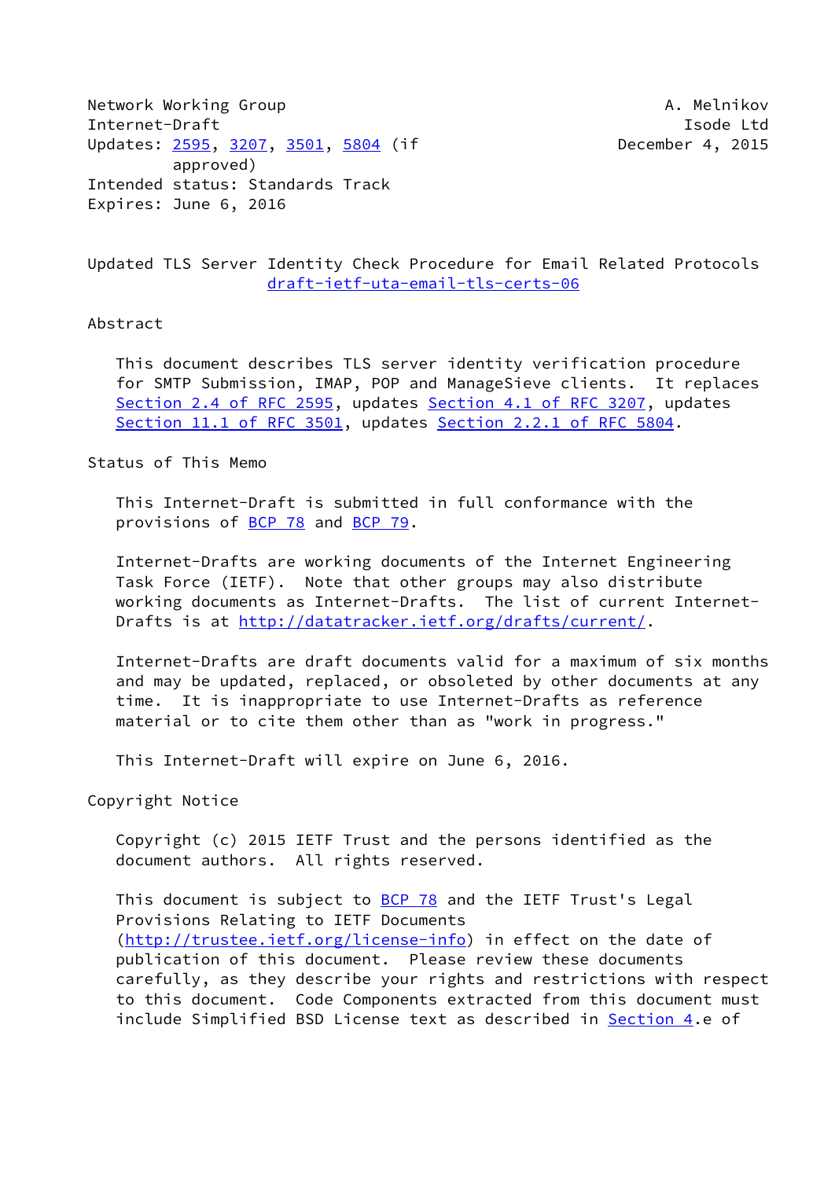Network Working Group                                        A. Melnikov
Internet-Draft                                                 Isode Ltd
Updates: 2595, 3207, 3501, 5804 (if                     December 4, 2015
         approved)
Intended status: Standards Track
Expires: June 6, 2016

# Updated TLS Server Identity Check Procedure for Email Related Protocols

draft-ietf-uta-email-tls-certs-06

## Abstract

This document describes TLS server identity verification procedure for SMTP Submission, IMAP, POP and ManageSieve clients. It replaces Section 2.4 of RFC 2595, updates Section 4.1 of RFC 3207, updates Section 11.1 of RFC 3501, updates Section 2.2.1 of RFC 5804.

## Status of This Memo

This Internet-Draft is submitted in full conformance with the provisions of BCP 78 and BCP 79.

Internet-Drafts are working documents of the Internet Engineering Task Force (IETF). Note that other groups may also distribute working documents as Internet-Drafts. The list of current Internet-Drafts is at http://datatracker.ietf.org/drafts/current/.

Internet-Drafts are draft documents valid for a maximum of six months and may be updated, replaced, or obsoleted by other documents at any time. It is inappropriate to use Internet-Drafts as reference material or to cite them other than as "work in progress."

This Internet-Draft will expire on June 6, 2016.

## Copyright Notice

Copyright (c) 2015 IETF Trust and the persons identified as the document authors. All rights reserved.

This document is subject to BCP 78 and the IETF Trust's Legal Provisions Relating to IETF Documents (http://trustee.ietf.org/license-info) in effect on the date of publication of this document. Please review these documents carefully, as they describe your rights and restrictions with respect to this document. Code Components extracted from this document must include Simplified BSD License text as described in Section 4.e of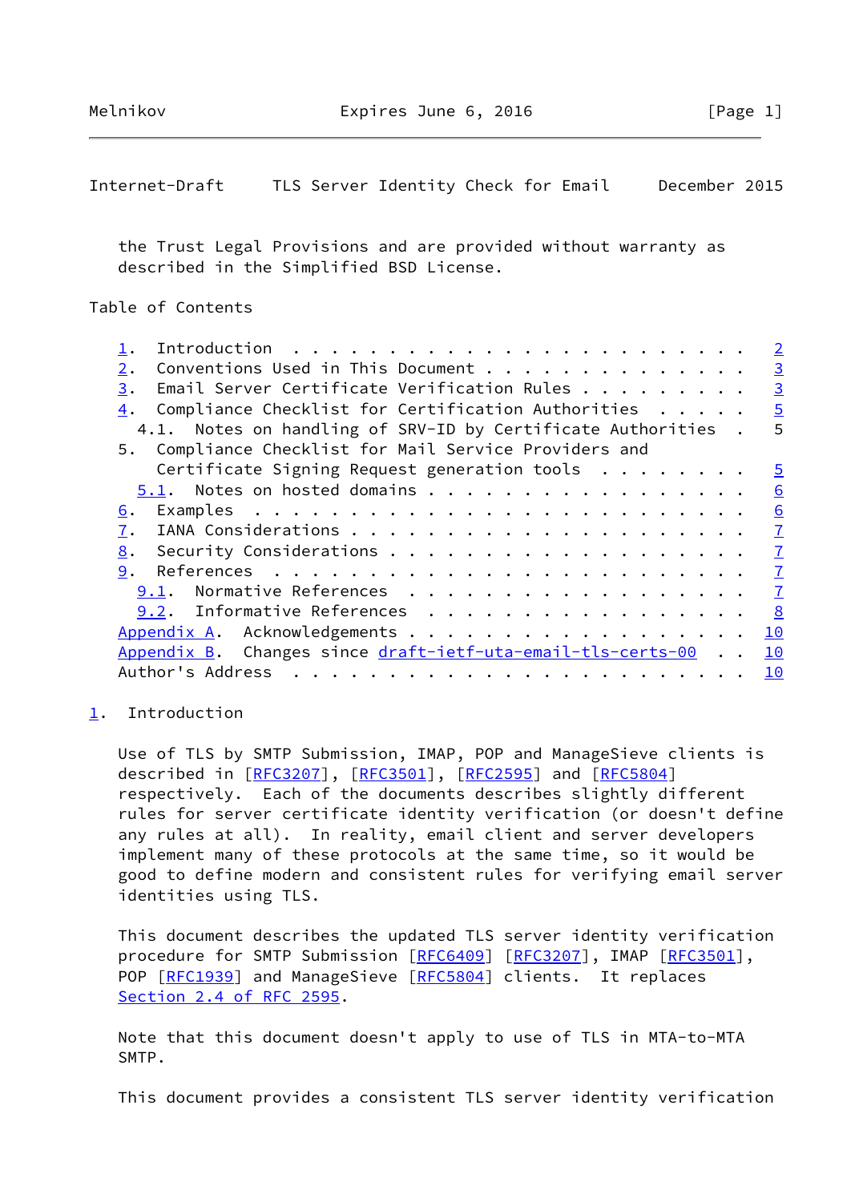the Trust Legal Provisions and are provided without warranty as described in the Simplified BSD License.

## Table of Contents

```
1.  Introduction . . . . . . . . . . . . . . . . . . . . . . . .   2
2.  Conventions Used in This Document . . . . . . . . . . . . .   3
3.  Email Server Certificate Verification Rules . . . . . . . .   3
4.  Compliance Checklist for Certification Authorities . . . . .   5
  4.1.  Notes on handling of SRV-ID by Certificate Authorities  .   5
5.  Compliance Checklist for Mail Service Providers and
    Certificate Signing Request generation tools  . . . . . . .   5
  5.1.  Notes on hosted domains . . . . . . . . . . . . . . . .   6
6.  Examples  . . . . . . . . . . . . . . . . . . . . . . . . .   6
7.  IANA Considerations . . . . . . . . . . . . . . . . . . . .   7
8.  Security Considerations . . . . . . . . . . . . . . . . . .   7
9.  References  . . . . . . . . . . . . . . . . . . . . . . . .   7
  9.1.  Normative References  . . . . . . . . . . . . . . . . .   7
  9.2.  Informative References  . . . . . . . . . . . . . . . .   8
Appendix A.  Acknowledgements . . . . . . . . . . . . . . . . .  10
Appendix B.  Changes since draft-ietf-uta-email-tls-certs-00  . .  10
Author's Address  . . . . . . . . . . . . . . . . . . . . . . .  10
```

## 1. Introduction

Use of TLS by SMTP Submission, IMAP, POP and ManageSieve clients is described in [RFC3207], [RFC3501], [RFC2595] and [RFC5804] respectively. Each of the documents describes slightly different rules for server certificate identity verification (or doesn't define any rules at all). In reality, email client and server developers implement many of these protocols at the same time, so it would be good to define modern and consistent rules for verifying email server identities using TLS.

This document describes the updated TLS server identity verification procedure for SMTP Submission [RFC6409] [RFC3207], IMAP [RFC3501], POP [RFC1939] and ManageSieve [RFC5804] clients. It replaces Section 2.4 of RFC 2595.

Note that this document doesn't apply to use of TLS in MTA-to-MTA SMTP.

This document provides a consistent TLS server identity verification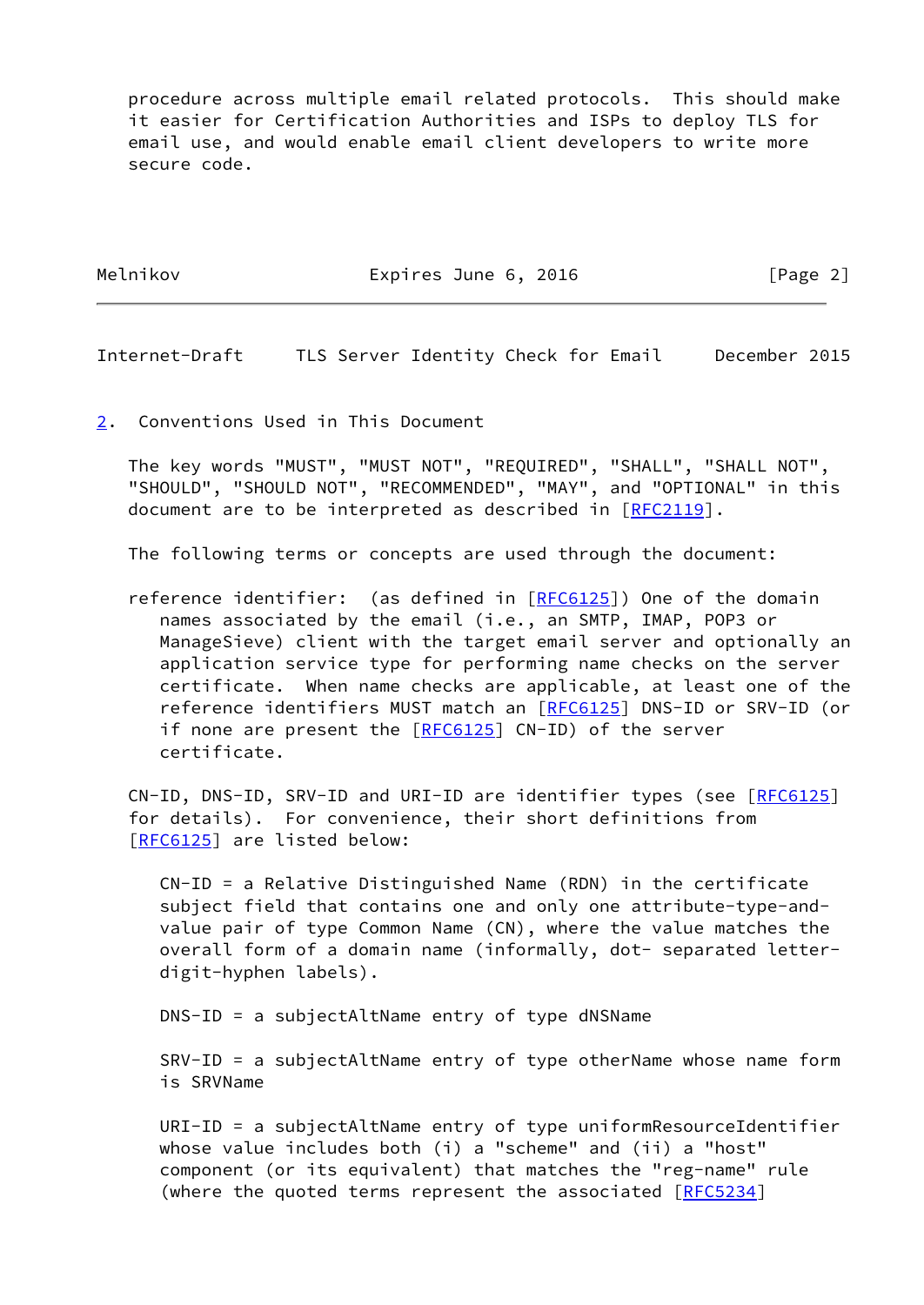procedure across multiple email related protocols. This should make it easier for Certification Authorities and ISPs to deploy TLS for email use, and would enable email client developers to write more secure code.

## 2. Conventions Used in This Document

The key words "MUST", "MUST NOT", "REQUIRED", "SHALL", "SHALL NOT", "SHOULD", "SHOULD NOT", "RECOMMENDED", "MAY", and "OPTIONAL" in this document are to be interpreted as described in [RFC2119].

The following terms or concepts are used through the document:

reference identifier: (as defined in [RFC6125]) One of the domain names associated by the email (i.e., an SMTP, IMAP, POP3 or ManageSieve) client with the target email server and optionally an application service type for performing name checks on the server certificate. When name checks are applicable, at least one of the reference identifiers MUST match an [RFC6125] DNS-ID or SRV-ID (or if none are present the [RFC6125] CN-ID) of the server certificate.

CN-ID, DNS-ID, SRV-ID and URI-ID are identifier types (see [RFC6125] for details). For convenience, their short definitions from [RFC6125] are listed below:

CN-ID = a Relative Distinguished Name (RDN) in the certificate subject field that contains one and only one attribute-type-and-value pair of type Common Name (CN), where the value matches the overall form of a domain name (informally, dot- separated letter-digit-hyphen labels).

DNS-ID = a subjectAltName entry of type dNSName

SRV-ID = a subjectAltName entry of type otherName whose name form is SRVName

URI-ID = a subjectAltName entry of type uniformResourceIdentifier whose value includes both (i) a "scheme" and (ii) a "host" component (or its equivalent) that matches the "reg-name" rule (where the quoted terms represent the associated [RFC5234]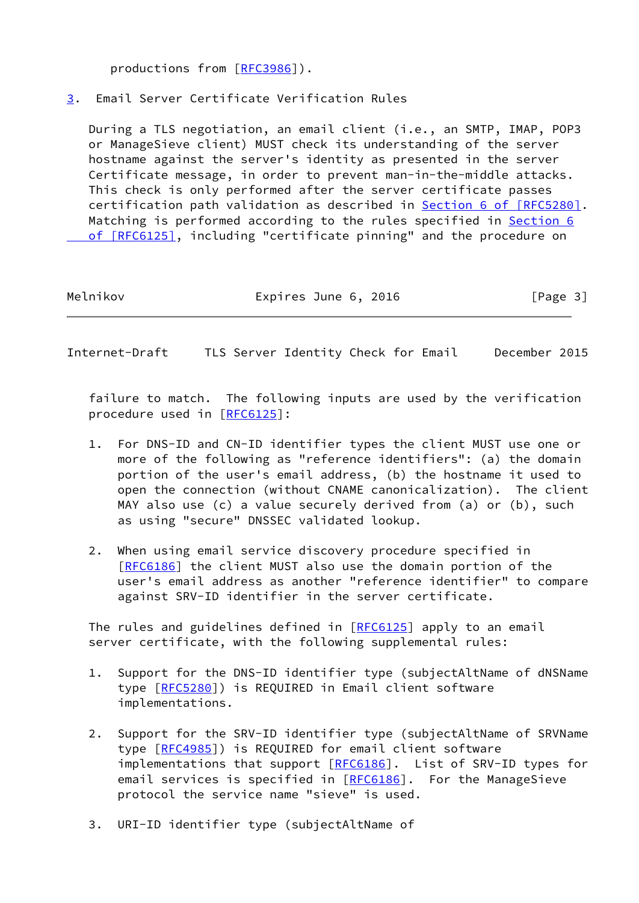productions from [RFC3986]).

## 3. Email Server Certificate Verification Rules

During a TLS negotiation, an email client (i.e., an SMTP, IMAP, POP3 or ManageSieve client) MUST check its understanding of the server hostname against the server's identity as presented in the server Certificate message, in order to prevent man-in-the-middle attacks. This check is only performed after the server certificate passes certification path validation as described in Section 6 of [RFC5280]. Matching is performed according to the rules specified in Section 6 of [RFC6125], including "certificate pinning" and the procedure on failure to match. The following inputs are used by the verification procedure used in [RFC6125]:

1. For DNS-ID and CN-ID identifier types the client MUST use one or more of the following as "reference identifiers": (a) the domain portion of the user's email address, (b) the hostname it used to open the connection (without CNAME canonicalization). The client MAY also use (c) a value securely derived from (a) or (b), such as using "secure" DNSSEC validated lookup.

2. When using email service discovery procedure specified in [RFC6186] the client MUST also use the domain portion of the user's email address as another "reference identifier" to compare against SRV-ID identifier in the server certificate.

The rules and guidelines defined in [RFC6125] apply to an email server certificate, with the following supplemental rules:

1. Support for the DNS-ID identifier type (subjectAltName of dNSName type [RFC5280]) is REQUIRED in Email client software implementations.

2. Support for the SRV-ID identifier type (subjectAltName of SRVName type [RFC4985]) is REQUIRED for email client software implementations that support [RFC6186]. List of SRV-ID types for email services is specified in [RFC6186]. For the ManageSieve protocol the service name "sieve" is used.

3. URI-ID identifier type (subjectAltName of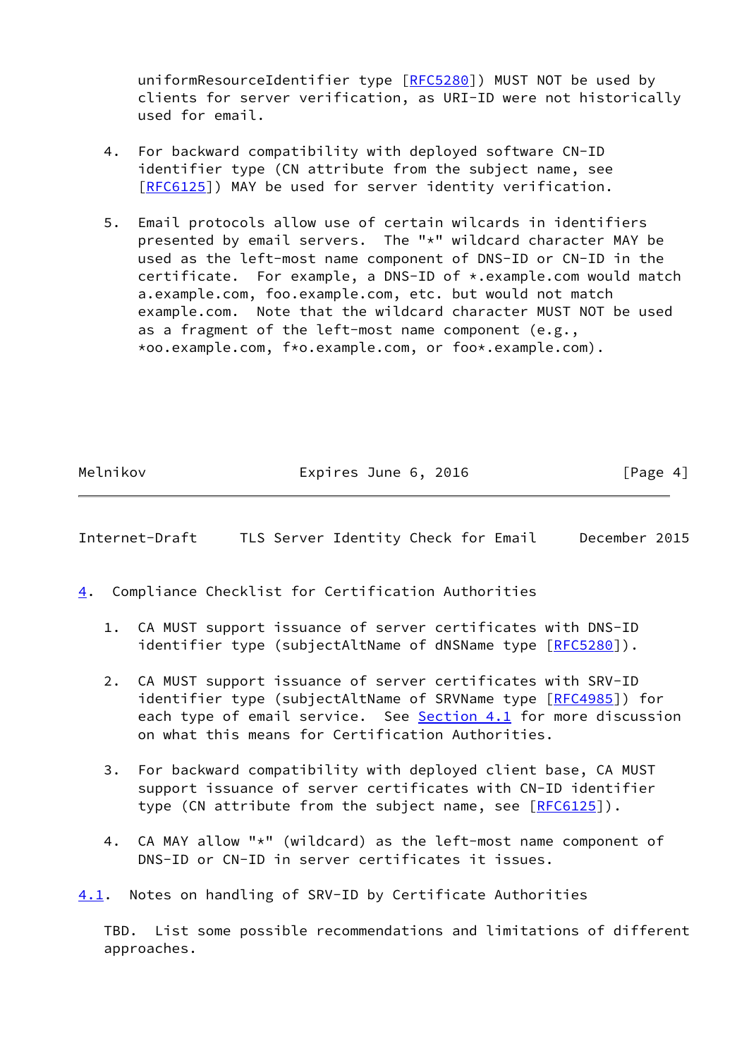uniformResourceIdentifier type [RFC5280]) MUST NOT be used by clients for server verification, as URI-ID were not historically used for email.

4. For backward compatibility with deployed software CN-ID identifier type (CN attribute from the subject name, see [RFC6125]) MAY be used for server identity verification.

5. Email protocols allow use of certain wilcards in identifiers presented by email servers. The "*" wildcard character MAY be used as the left-most name component of DNS-ID or CN-ID in the certificate. For example, a DNS-ID of *.example.com would match a.example.com, foo.example.com, etc. but would not match example.com. Note that the wildcard character MUST NOT be used as a fragment of the left-most name component (e.g., *oo.example.com, f*o.example.com, or foo*.example.com).

## 4. Compliance Checklist for Certification Authorities

1. CA MUST support issuance of server certificates with DNS-ID identifier type (subjectAltName of dNSName type [RFC5280]).

2. CA MUST support issuance of server certificates with SRV-ID identifier type (subjectAltName of SRVName type [RFC4985]) for each type of email service. See Section 4.1 for more discussion on what this means for Certification Authorities.

3. For backward compatibility with deployed client base, CA MUST support issuance of server certificates with CN-ID identifier type (CN attribute from the subject name, see [RFC6125]).

4. CA MAY allow "*" (wildcard) as the left-most name component of DNS-ID or CN-ID in server certificates it issues.

### 4.1. Notes on handling of SRV-ID by Certificate Authorities

TBD. List some possible recommendations and limitations of different approaches.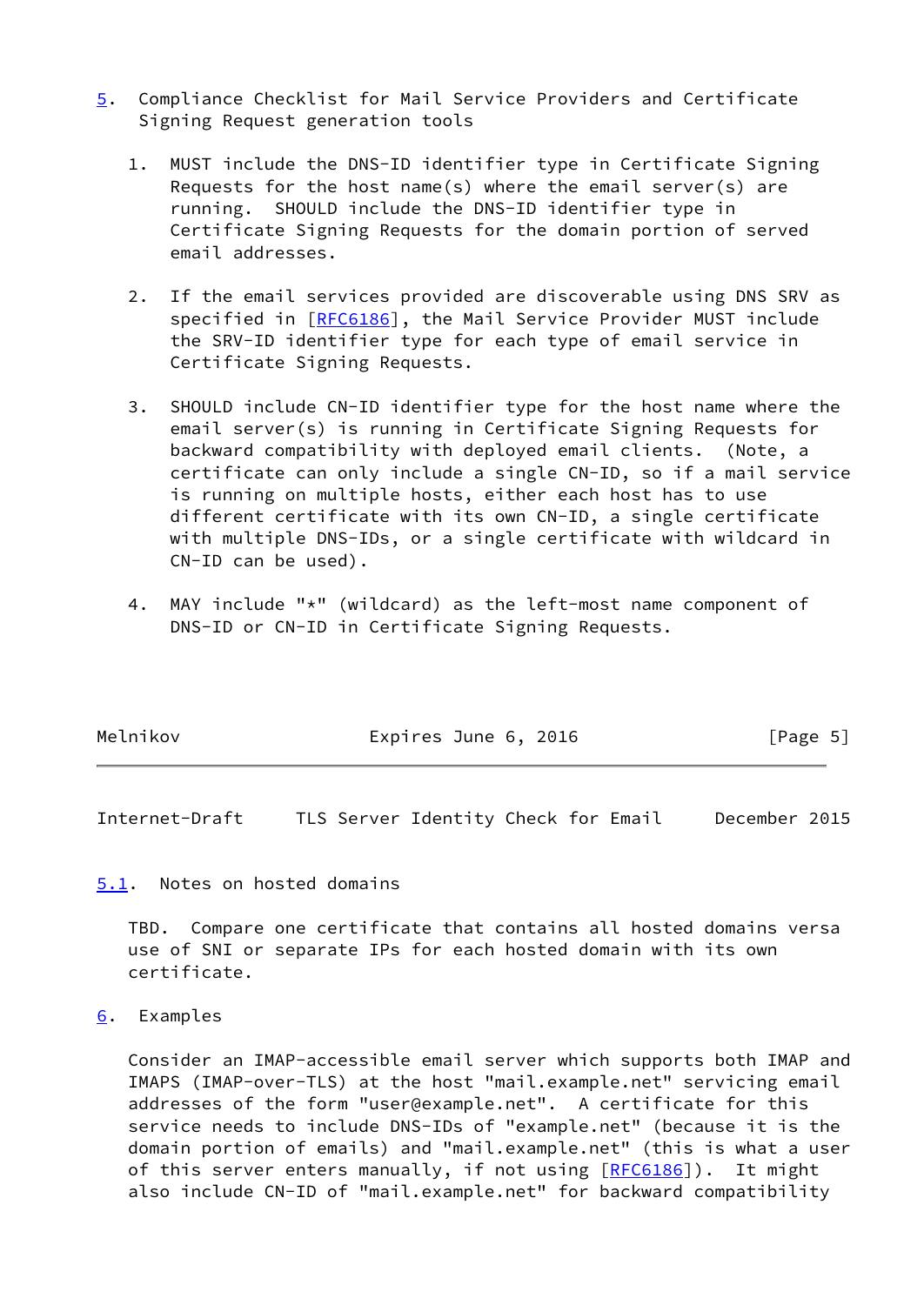## 5. Compliance Checklist for Mail Service Providers and Certificate Signing Request generation tools

1. MUST include the DNS-ID identifier type in Certificate Signing Requests for the host name(s) where the email server(s) are running. SHOULD include the DNS-ID identifier type in Certificate Signing Requests for the domain portion of served email addresses.

2. If the email services provided are discoverable using DNS SRV as specified in [RFC6186], the Mail Service Provider MUST include the SRV-ID identifier type for each type of email service in Certificate Signing Requests.

3. SHOULD include CN-ID identifier type for the host name where the email server(s) is running in Certificate Signing Requests for backward compatibility with deployed email clients. (Note, a certificate can only include a single CN-ID, so if a mail service is running on multiple hosts, either each host has to use different certificate with its own CN-ID, a single certificate with multiple DNS-IDs, or a single certificate with wildcard in CN-ID can be used).

4. MAY include "*" (wildcard) as the left-most name component of DNS-ID or CN-ID in Certificate Signing Requests.

### 5.1. Notes on hosted domains

TBD. Compare one certificate that contains all hosted domains versa use of SNI or separate IPs for each hosted domain with its own certificate.

## 6. Examples

Consider an IMAP-accessible email server which supports both IMAP and IMAPS (IMAP-over-TLS) at the host "mail.example.net" servicing email addresses of the form "user@example.net". A certificate for this service needs to include DNS-IDs of "example.net" (because it is the domain portion of emails) and "mail.example.net" (this is what a user of this server enters manually, if not using [RFC6186]). It might also include CN-ID of "mail.example.net" for backward compatibility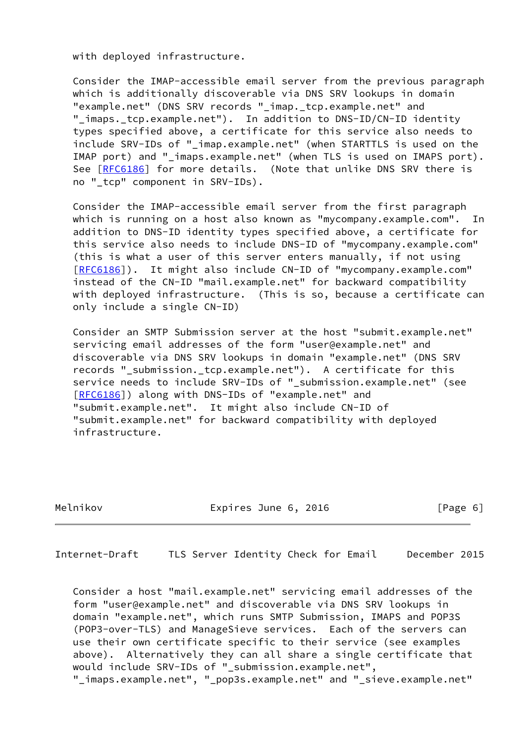with deployed infrastructure.

Consider the IMAP-accessible email server from the previous paragraph which is additionally discoverable via DNS SRV lookups in domain "example.net" (DNS SRV records "_imap._tcp.example.net" and "_imaps._tcp.example.net"). In addition to DNS-ID/CN-ID identity types specified above, a certificate for this service also needs to include SRV-IDs of "_imap.example.net" (when STARTTLS is used on the IMAP port) and "_imaps.example.net" (when TLS is used on IMAPS port). See [RFC6186] for more details. (Note that unlike DNS SRV there is no "_tcp" component in SRV-IDs).

Consider the IMAP-accessible email server from the first paragraph which is running on a host also known as "mycompany.example.com". In addition to DNS-ID identity types specified above, a certificate for this service also needs to include DNS-ID of "mycompany.example.com" (this is what a user of this server enters manually, if not using [RFC6186]). It might also include CN-ID of "mycompany.example.com" instead of the CN-ID "mail.example.net" for backward compatibility with deployed infrastructure. (This is so, because a certificate can only include a single CN-ID)

Consider an SMTP Submission server at the host "submit.example.net" servicing email addresses of the form "user@example.net" and discoverable via DNS SRV lookups in domain "example.net" (DNS SRV records "_submission._tcp.example.net"). A certificate for this service needs to include SRV-IDs of "_submission.example.net" (see [RFC6186]) along with DNS-IDs of "example.net" and "submit.example.net". It might also include CN-ID of "submit.example.net" for backward compatibility with deployed infrastructure.

Consider a host "mail.example.net" servicing email addresses of the form "user@example.net" and discoverable via DNS SRV lookups in domain "example.net", which runs SMTP Submission, IMAPS and POP3S (POP3-over-TLS) and ManageSieve services. Each of the servers can use their own certificate specific to their service (see examples above). Alternatively they can all share a single certificate that would include SRV-IDs of "_submission.example.net", "_imaps.example.net", "_pop3s.example.net" and "_sieve.example.net"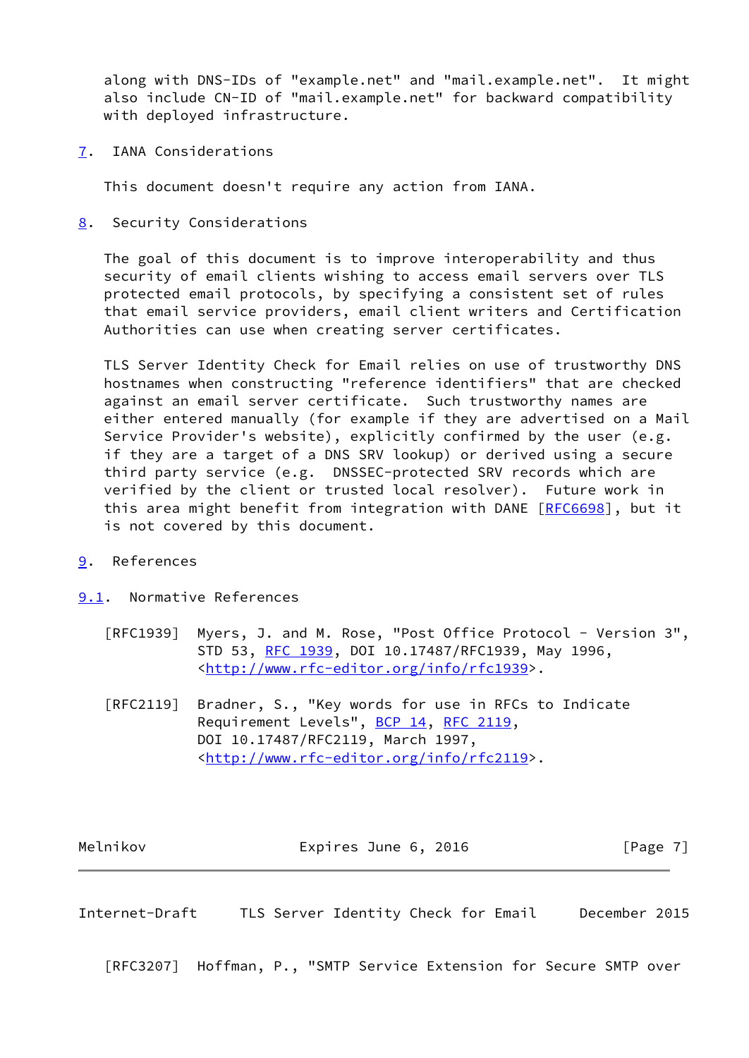along with DNS-IDs of "example.net" and "mail.example.net". It might also include CN-ID of "mail.example.net" for backward compatibility with deployed infrastructure.

## 7. IANA Considerations

This document doesn't require any action from IANA.

## 8. Security Considerations

The goal of this document is to improve interoperability and thus security of email clients wishing to access email servers over TLS protected email protocols, by specifying a consistent set of rules that email service providers, email client writers and Certification Authorities can use when creating server certificates.

TLS Server Identity Check for Email relies on use of trustworthy DNS hostnames when constructing "reference identifiers" that are checked against an email server certificate. Such trustworthy names are either entered manually (for example if they are advertised on a Mail Service Provider's website), explicitly confirmed by the user (e.g. if they are a target of a DNS SRV lookup) or derived using a secure third party service (e.g. DNSSEC-protected SRV records which are verified by the client or trusted local resolver). Future work in this area might benefit from integration with DANE [RFC6698], but it is not covered by this document.

## 9. References

### 9.1. Normative References

[RFC1939] Myers, J. and M. Rose, "Post Office Protocol - Version 3", STD 53, RFC 1939, DOI 10.17487/RFC1939, May 1996, <http://www.rfc-editor.org/info/rfc1939>.

[RFC2119] Bradner, S., "Key words for use in RFCs to Indicate Requirement Levels", BCP 14, RFC 2119, DOI 10.17487/RFC2119, March 1997, <http://www.rfc-editor.org/info/rfc2119>.

[RFC3207] Hoffman, P., "SMTP Service Extension for Secure SMTP over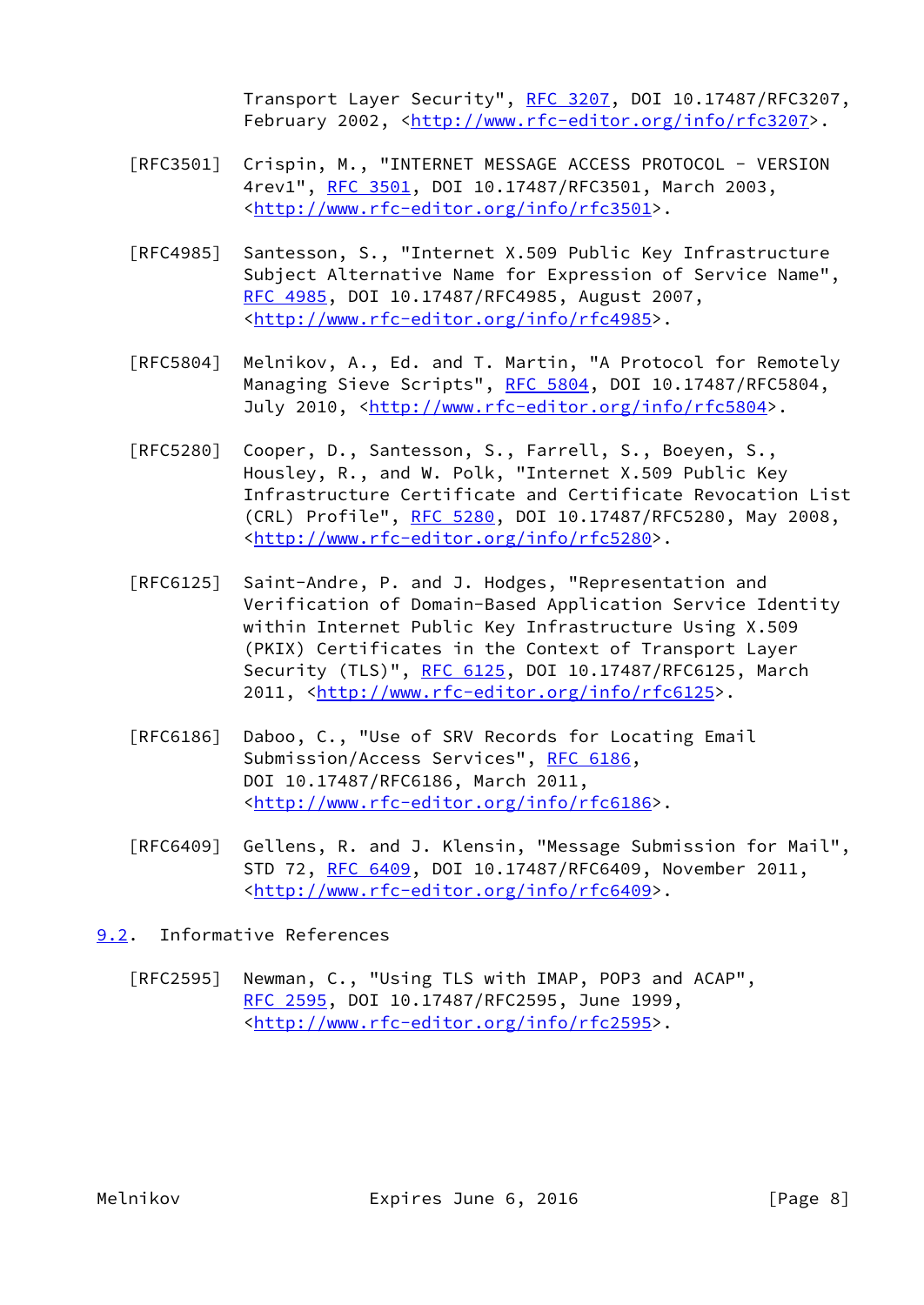Transport Layer Security", RFC 3207, DOI 10.17487/RFC3207, February 2002, <http://www.rfc-editor.org/info/rfc3207>.

[RFC3501] Crispin, M., "INTERNET MESSAGE ACCESS PROTOCOL - VERSION 4rev1", RFC 3501, DOI 10.17487/RFC3501, March 2003, <http://www.rfc-editor.org/info/rfc3501>.

[RFC4985] Santesson, S., "Internet X.509 Public Key Infrastructure Subject Alternative Name for Expression of Service Name", RFC 4985, DOI 10.17487/RFC4985, August 2007, <http://www.rfc-editor.org/info/rfc4985>.

[RFC5804] Melnikov, A., Ed. and T. Martin, "A Protocol for Remotely Managing Sieve Scripts", RFC 5804, DOI 10.17487/RFC5804, July 2010, <http://www.rfc-editor.org/info/rfc5804>.

[RFC5280] Cooper, D., Santesson, S., Farrell, S., Boeyen, S., Housley, R., and W. Polk, "Internet X.509 Public Key Infrastructure Certificate and Certificate Revocation List (CRL) Profile", RFC 5280, DOI 10.17487/RFC5280, May 2008, <http://www.rfc-editor.org/info/rfc5280>.

[RFC6125] Saint-Andre, P. and J. Hodges, "Representation and Verification of Domain-Based Application Service Identity within Internet Public Key Infrastructure Using X.509 (PKIX) Certificates in the Context of Transport Layer Security (TLS)", RFC 6125, DOI 10.17487/RFC6125, March 2011, <http://www.rfc-editor.org/info/rfc6125>.

[RFC6186] Daboo, C., "Use of SRV Records for Locating Email Submission/Access Services", RFC 6186, DOI 10.17487/RFC6186, March 2011, <http://www.rfc-editor.org/info/rfc6186>.

[RFC6409] Gellens, R. and J. Klensin, "Message Submission for Mail", STD 72, RFC 6409, DOI 10.17487/RFC6409, November 2011, <http://www.rfc-editor.org/info/rfc6409>.

## 9.2. Informative References

[RFC2595] Newman, C., "Using TLS with IMAP, POP3 and ACAP", RFC 2595, DOI 10.17487/RFC2595, June 1999, <http://www.rfc-editor.org/info/rfc2595>.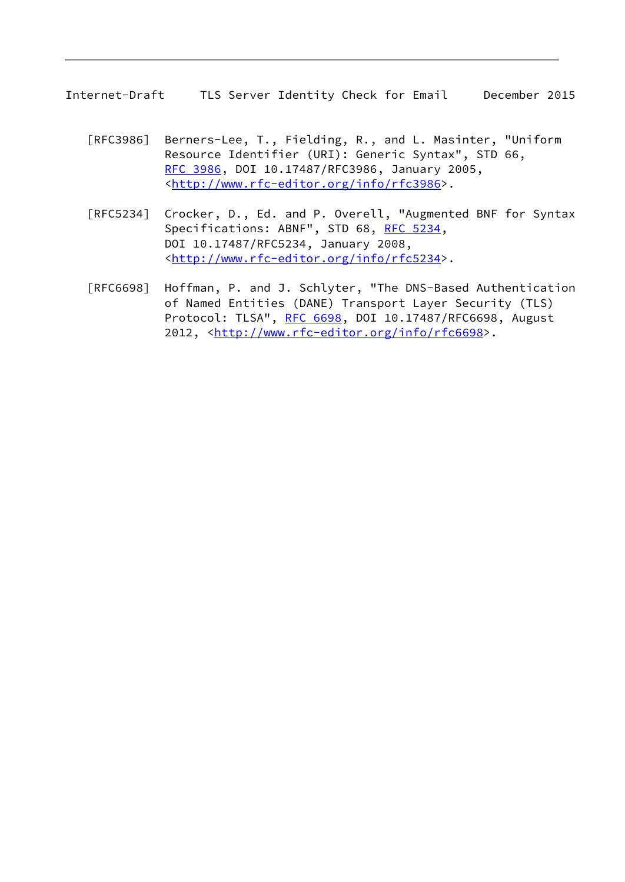[RFC3986] Berners-Lee, T., Fielding, R., and L. Masinter, "Uniform Resource Identifier (URI): Generic Syntax", STD 66, RFC 3986, DOI 10.17487/RFC3986, January 2005, <http://www.rfc-editor.org/info/rfc3986>.

[RFC5234] Crocker, D., Ed. and P. Overell, "Augmented BNF for Syntax Specifications: ABNF", STD 68, RFC 5234, DOI 10.17487/RFC5234, January 2008, <http://www.rfc-editor.org/info/rfc5234>.

[RFC6698] Hoffman, P. and J. Schlyter, "The DNS-Based Authentication of Named Entities (DANE) Transport Layer Security (TLS) Protocol: TLSA", RFC 6698, DOI 10.17487/RFC6698, August 2012, <http://www.rfc-editor.org/info/rfc6698>.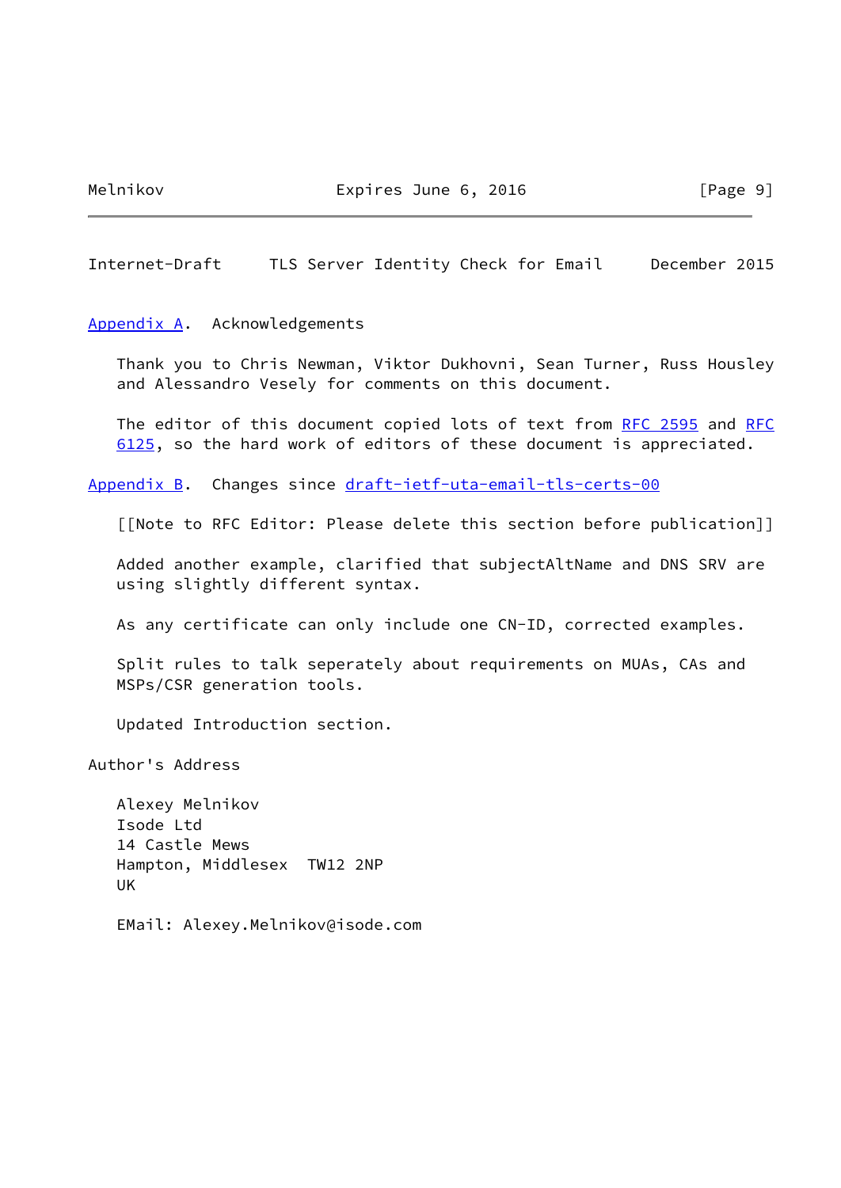## Appendix A. Acknowledgements

Thank you to Chris Newman, Viktor Dukhovni, Sean Turner, Russ Housley and Alessandro Vesely for comments on this document.

The editor of this document copied lots of text from RFC 2595 and RFC 6125, so the hard work of editors of these document is appreciated.

## Appendix B. Changes since draft-ietf-uta-email-tls-certs-00

[[Note to RFC Editor: Please delete this section before publication]]

Added another example, clarified that subjectAltName and DNS SRV are using slightly different syntax.

As any certificate can only include one CN-ID, corrected examples.

Split rules to talk seperately about requirements on MUAs, CAs and MSPs/CSR generation tools.

Updated Introduction section.

## Author's Address

Alexey Melnikov
Isode Ltd
14 Castle Mews
Hampton, Middlesex  TW12 2NP
UK

EMail: Alexey.Melnikov@isode.com